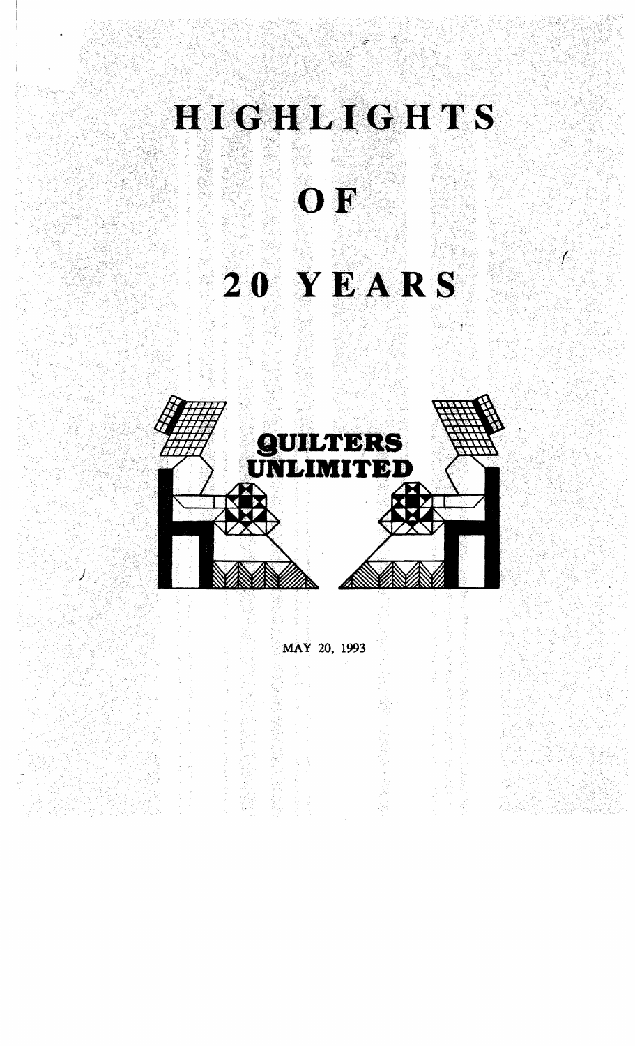# HIGHLIGHTS

# OF

# 20 YEARS

**QUILTERS UNLIMITED**

MAY 20, 1993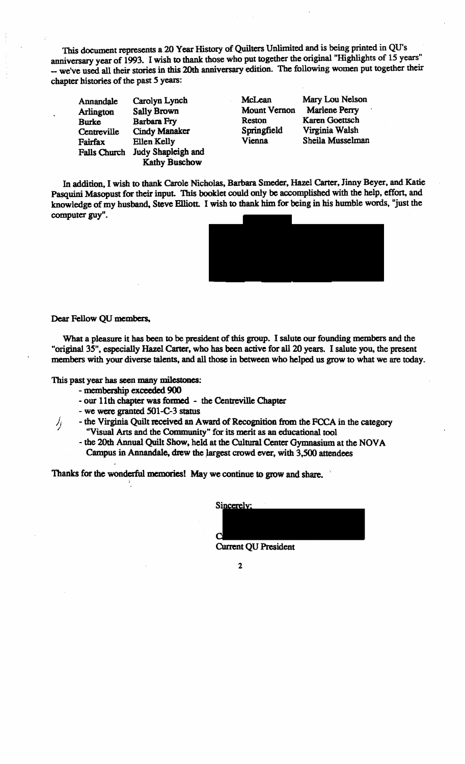This document represents a 20 Year History of Quilters Unlimited and is being printed in QU's anniversary year of 1993. I wish to thank those who put together the original "Highlights of 15 years" -- we've used all their stories in this 20th anniversary edition. The following women put together their chapter histories of the past 5 years:

| | | | |
|---|---|---|---|
| Annandale | Carolyn Lynch | McLean | Mary Lou Nelson |
| Arlington | Sally Brown | Mount Vernon | Marlene Perry |
| Burke | Barbara Fry | Reston | Karen Goettsch |
| Centreville | Cindy Manaker | Springfield | Virginia Walsh |
| Fairfax | Ellen Kelly | Vienna | Sheila Musselman |
| Falls Church | Judy Shapleigh and Kathy Buschow | | |

In addition, I wish to thank Carole Nicholas, Barbara Smeder, Hazel Carter, Jinny Beyer, and Katie Pasquini Masopust for their input. This booklet could only be accomplished with the help, effort, and knowledge of my husband, Steve Elliott. I wish to thank him for being in his humble words, "just the computer guy".

Dear Fellow QU members,

What a pleasure it has been to be president of this group. I salute our founding members and the "original 35", especially Hazel Carter, who has been active for all 20 years. I salute you, the present members with your diverse talents, and all those in between who helped us grow to what we are today.

This past year has seen many milestones:

- membership exceeded 900
- our 11th chapter was formed - the Centreville Chapter
- we were granted 501-C-3 status
- the Virginia Quilt received an Award of Recognition from the FCCA in the category "Visual Arts and the Community" for its merit as an educational tool
- the 20th Annual Quilt Show, held at the Cultural Center Gymnasium at the NOVA Campus in Annandale, drew the largest crowd ever, with 3,500 attendees

Thanks for the wonderful memories! May we continue to grow and share.

Sincerely;

C

Current QU President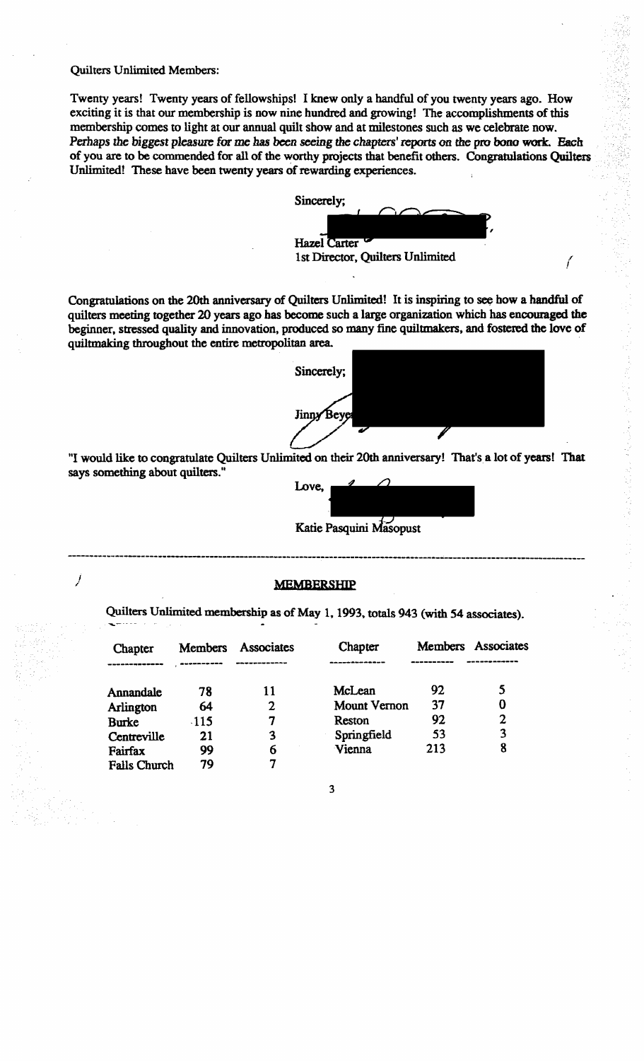Quilters Unlimited Members:

Twenty years! Twenty years of fellowships! I knew only a handful of you twenty years ago. How exciting it is that our membership is now nine hundred and growing! The accomplishments of this membership comes to light at our annual quilt show and at milestones such as we celebrate now. *Perhaps the biggest pleasure for me has been seeing the chapters' reports on the pro bono work.* Each of you are to be commended for all of the worthy projects that benefit others. Congratulations Quilters Unlimited! These have been twenty years of rewarding experiences.

Sincerely;

Hazel Carter
1st Director, Quilters Unlimited

Congratulations on the 20th anniversary of Quilters Unlimited! It is inspiring to see how a handful of quilters meeting together 20 years ago has become such a large organization which has encouraged the beginner, stressed quality and innovation, produced so many fine quiltmakers, and fostered the love of quiltmaking throughout the entire metropolitan area.

Sincerely;

Jinny Beyer

"I would like to congratulate Quilters Unlimited on their 20th anniversary! That's a lot of years! That says something about quilters."

Love,

Katie Pasquini Masopust

---

## MEMBERSHIP

Quilters Unlimited membership as of May 1, 1993, totals 943 (with 54 associates).

| Chapter | Members | Associates | Chapter | Members | Associates |
|---|---|---|---|---|---|
| Annandale | 78 | 11 | McLean | 92 | 5 |
| Arlington | 64 | 2 | Mount Vernon | 37 | 0 |
| Burke | 115 | 7 | Reston | 92 | 2 |
| Centreville | 21 | 3 | Springfield | 53 | 3 |
| Fairfax | 99 | 6 | Vienna | 213 | 8 |
| Falls Church | 79 | 7 | | | |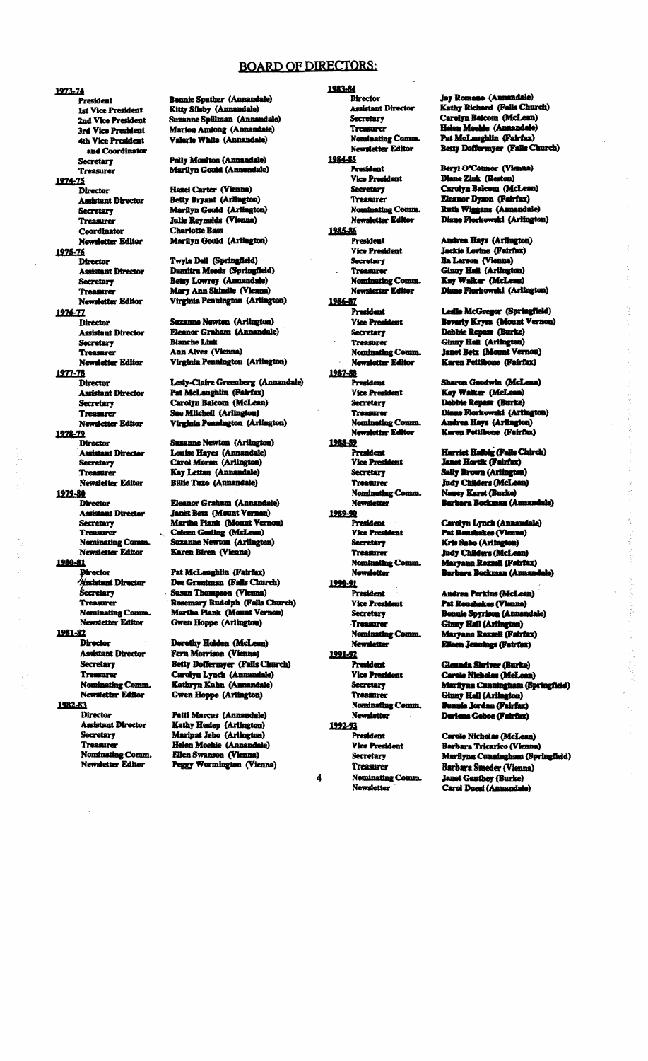## BOARD OF DIRECTORS:

**1973-74**

| | |
|---|---|
| President | Bonnie Spather (Annandale) |
| 1st Vice President | Kitty Silsby (Annandale) |
| 2nd Vice President | Suzanne Spillman (Annandale) |
| 3rd Vice President | Marion Amlong (Annandale) |
| 4th Vice President and Coordinator | Valerie White (Annandale) |
| Secretary | Polly Moulton (Annandale) |
| Treasurer | Marilyn Gould (Annandale) |

**1974-75**

| | |
|---|---|
| Director | Hazel Carter (Vienna) |
| Assistant Director | Betty Bryant (Arlington) |
| Secretary | Marilyn Gould (Arlington) |
| Treasurer | Julie Reynolds (Vienna) |
| Coordinator | Charlotte Bass |
| Newsletter Editor | Marilyn Gould (Arlington) |

**1975-76**

| | |
|---|---|
| Director | Twyla Dell (Springfield) |
| Assistant Director | Dumitra Meeds (Springfield) |
| Secretary | Betsy Lowrey (Annandale) |
| Treasurer | Mary Ann Shindle (Vienna) |
| Newsletter Editor | Virginia Pennington (Arlington) |

**1976-77**

| | |
|---|---|
| Director | Suzanne Newton (Arlington) |
| Assistant Director | Eleanor Graham (Annandale) |
| Secretary | Blanche Link |
| Treasurer | Ann Alves (Vienna) |
| Newsletter Editor | Virginia Pennington (Arlington) |

**1977-78**

| | |
|---|---|
| Director | Lesly-Claire Greenberg (Annandale) |
| Assistant Director | Pat McLaughlin (Fairfax) |
| Secretary | Carolyn Balcom (McLean) |
| Treasurer | Sue Mitchell (Arlington) |
| Newsletter Editor | Virginia Pennington (Arlington) |

**1978-79**

| | |
|---|---|
| Director | Suzanne Newton (Arlington) |
| Assistant Director | Louise Hayes (Annandale) |
| Secretary | Carol Moran (Arlington) |
| Treasurer | Kay Lettau (Annandale) |
| Newsletter Editor | Billie Tuzo (Annandale) |

**1979-80**

| | |
|---|---|
| Director | Eleanor Graham (Annandale) |
| Assistant Director | Janet Betz (Mount Vernon) |
| Secretary | Martha Plank (Mount Vernon) |
| Treasurer | Coleen Gosling (McLean) |
| Nominating Comm. | Suzanne Newton (Arlington) |
| Newsletter Editor | Karen Biren (Vienna) |

**1980-81**

| | |
|---|---|
| Director | Pat McLaughlin (Fairfax) |
| Assistant Director | Dee Grantman (Falls Church) |
| Secretary | Susan Thompson (Vienna) |
| Treasurer | Rosemary Rudolph (Falls Church) |
| Nominating Comm. | Martha Plank (Mount Vernon) |
| Newsletter Editor | Gwen Hoppe (Arlington) |

**1981-82**

| | |
|---|---|
| Director | Dorothy Holden (McLean) |
| Assistant Director | Fern Morrison (Vienna) |
| Secretary | Betty Doffermyer (Falls Church) |
| Treasurer | Carolyn Lynch (Annandale) |
| Nominating Comm. | Kathryn Kuhn (Annandale) |
| Newsletter Editor | Gwen Hoppe (Arlington) |

**1982-83**

| | |
|---|---|
| Director | Patti Marcus (Annandale) |
| Assistant Director | Kathy Heslep (Arlington) |
| Secretary | Maripat Jebo (Arlington) |
| Treasurer | Helen Moehle (Annandale) |
| Nominating Comm. | Ellen Swanson (Vienna) |
| Newsletter Editor | Peggy Wormington (Vienna) |

**1983-84**

| | |
|---|---|
| Director | Jay Romano (Annandale) |
| Assistant Director | Kathy Richard (Falls Church) |
| Secretary | Carolyn Balcom (McLean) |
| Treasurer | Helen Moehle (Annandale) |
| Nominating Comm. | Pat McLaughlin (Fairfax) |
| Newsletter Editor | Betty Doffermyer (Falls Church) |

**1984-85**

| | |
|---|---|
| President | Beryl O'Connor (Vienna) |
| Vice President | Diane Zink (Reston) |
| Secretary | Carolyn Balcom (McLean) |
| Treasurer | Eleanor Dyson (Fairfax) |
| Nominating Comm. | Ruth Wiggans (Annandale) |
| Newsletter Editor | Diane Florkowski (Arlington) |

**1985-86**

| | |
|---|---|
| President | Andrea Hays (Arlington) |
| Vice President | Jackie Levine (Fairfax) |
| Secretary | Ila Larson (Vienna) |
| Treasurer | Ginny Hall (Arlington) |
| Nominating Comm. | Kay Walker (McLean) |
| Newsletter Editor | Diane Florkowski (Arlington) |

**1986-87**

| | |
|---|---|
| President | Leslie McGregor (Springfield) |
| Vice President | Beverly Krysa (Mount Vernon) |
| Secretary | Debbie Repass (Burke) |
| Treasurer | Ginny Hall (Arlington) |
| Nominating Comm. | Janet Betz (Mount Vernon) |
| Newsletter Editor | Karen Pettibone (Fairfax) |

**1987-88**

| | |
|---|---|
| President | Sharon Goodwin (McLean) |
| Vice President | Kay Walker (McLean) |
| Secretary | Debbie Repass (Burke) |
| Treasurer | Diane Florkowski (Arlington) |
| Nominating Comm. | Andrea Hays (Arlington) |
| Newsletter Editor | Karen Pettibone (Fairfax) |

**1988-89**

| | |
|---|---|
| President | Harriet Halbig (Falls Chirch) |
| Vice President | Janet Hortik (Fairfax) |
| Secretary | Sally Brown (Arlington) |
| Treasurer | Judy Childers (McLean) |
| Nominating Comm. | Nancy Karst (Burke) |
| Newsletter | Barbara Bockman (Annandale) |

**1989-90**

| | |
|---|---|
| President | Carolyn Lynch (Annandale) |
| Vice President | Pat Roushakes (Vienna) |
| Secretary | Kris Sabo (Arlington) |
| Treasurer | Judy Childers (McLean) |
| Nominating Comm. | Maryann Rozell (Fairfax) |
| Newsletter | Barbara Bockman (Annandale) |

**1990-91**

| | |
|---|---|
| President | Andrea Perkins (McLean) |
| Vice President | Pat Roushakes (Vienna) |
| Secretary | Bonnie Spyrison (Annandale) |
| Treasurer | Ginny Hall (Arlington) |
| Nominating Comm. | Maryann Rozell (Fairfax) |
| Newsletter | Eileen Jennings (Fairfax) |

**1991-92**

| | |
|---|---|
| President | Glennda Shriver (Burke) |
| Vice President | Carole Nicholas (McLean) |
| Secretary | Marilynn Cunningham (Springfield) |
| Treasurer | Ginny Hall (Arlington) |
| Nominating Comm. | Bunnie Jordan (Fairfax) |
| Newsletter | Darlene Geboe (Fairfax) |

**1992-93**

| | |
|---|---|
| President | Carole Nicholas (McLean) |
| Vice President | Barbara Tricarico (Vienna) |
| Secretary | Marilynn Cunningham (Springfield) |
| Treasurer | Barbara Smeder (Vienna) |
| Nominating Comm. | Janet Ganthey (Burke) |
| Newsletter | Carol Duesl (Annandale) |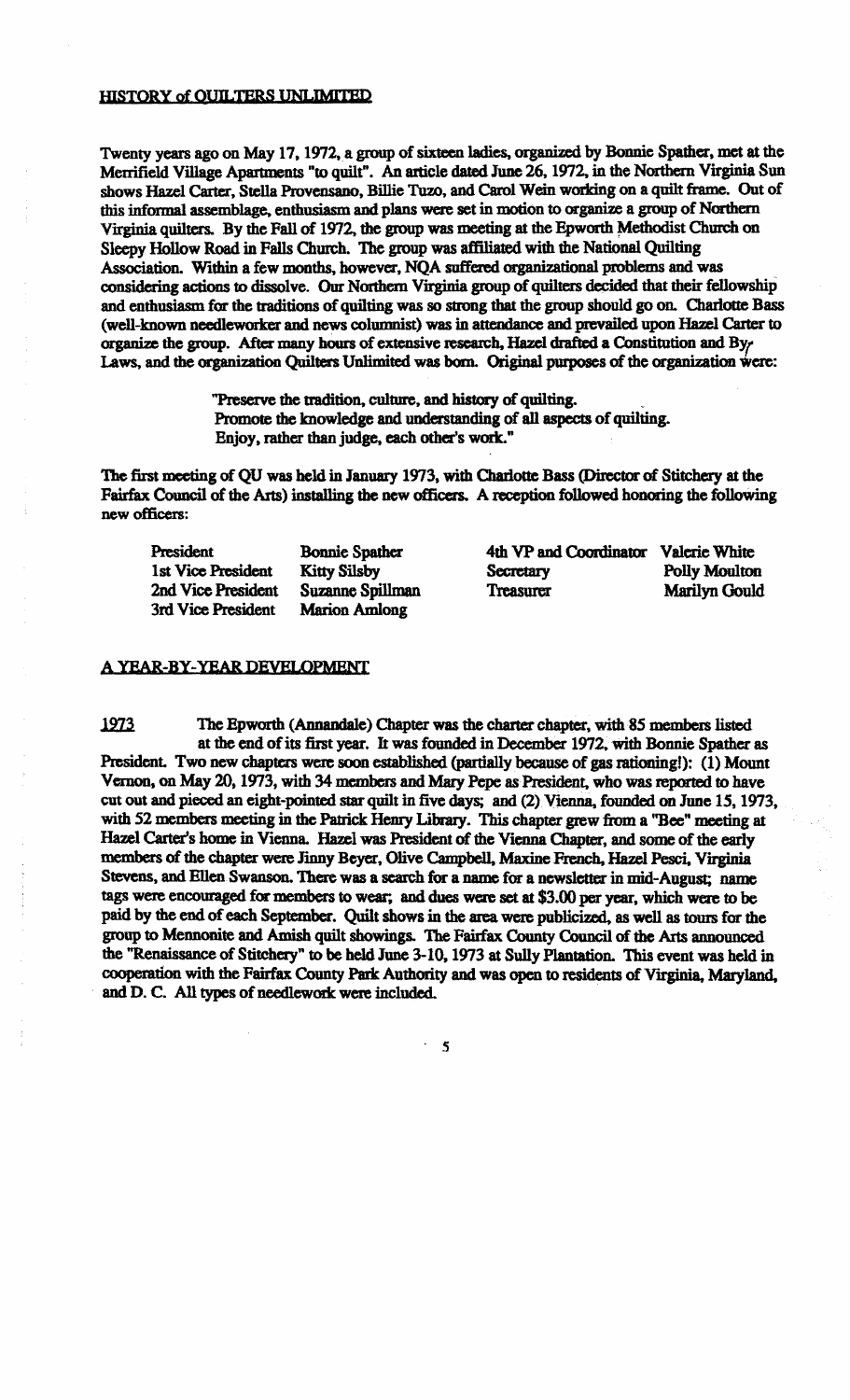## HISTORY of QUILTERS UNLIMITED

Twenty years ago on May 17, 1972, a group of sixteen ladies, organized by Bonnie Spather, met at the Merrifield Village Apartments "to quilt". An article dated June 26, 1972, in the Northern Virginia Sun shows Hazel Carter, Stella Provensano, Billie Tuzo, and Carol Wein working on a quilt frame. Out of this informal assemblage, enthusiasm and plans were set in motion to organize a group of Northern Virginia quilters. By the Fall of 1972, the group was meeting at the Epworth Methodist Church on Sleepy Hollow Road in Falls Church. The group was affiliated with the National Quilting Association. Within a few months, however, NQA suffered organizational problems and was considering actions to dissolve. Our Northern Virginia group of quilters decided that their fellowship and enthusiasm for the traditions of quilting was so strong that the group should go on. Charlotte Bass (well-known needleworker and news columnist) was in attendance and prevailed upon Hazel Carter to organize the group. After many hours of extensive research, Hazel drafted a Constitution and By-Laws, and the organization Quilters Unlimited was born. Original purposes of the organization were:

> "Preserve the tradition, culture, and history of quilting.
> Promote the knowledge and understanding of all aspects of quilting.
> Enjoy, rather than judge, each other's work."

The first meeting of QU was held in January 1973, with Charlotte Bass (Director of Stitchery at the Fairfax Council of the Arts) installing the new officers. A reception followed honoring the following new officers:

| | | | |
|---|---|---|---|
| President | Bonnie Spather | 4th VP and Coordinator | Valerie White |
| 1st Vice President | Kitty Silsby | Secretary | Polly Moulton |
| 2nd Vice President | Suzanne Spillman | Treasurer | Marilyn Gould |
| 3rd Vice President | Marion Amlong | | |

## A YEAR-BY-YEAR DEVELOPMENT

**1973** The Epworth (Annandale) Chapter was the charter chapter, with 85 members listed at the end of its first year. It was founded in December 1972, with Bonnie Spather as President. Two new chapters were soon established (partially because of gas rationing!): (1) Mount Vernon, on May 20, 1973, with 34 members and Mary Pepe as President, who was reported to have cut out and pieced an eight-pointed star quilt in five days; and (2) Vienna, founded on June 15, 1973, with 52 members meeting in the Patrick Henry Library. This chapter grew from a "Bee" meeting at Hazel Carter's home in Vienna. Hazel was President of the Vienna Chapter, and some of the early members of the chapter were Jinny Beyer, Olive Campbell, Maxine French, Hazel Pesci, Virginia Stevens, and Ellen Swanson. There was a search for a name for a newsletter in mid-August; name tags were encouraged for members to wear; and dues were set at $3.00 per year, which were to be paid by the end of each September. Quilt shows in the area were publicized, as well as tours for the group to Mennonite and Amish quilt showings. The Fairfax County Council of the Arts announced the "Renaissance of Stitchery" to be held June 3-10, 1973 at Sully Plantation. This event was held in cooperation with the Fairfax County Park Authority and was open to residents of Virginia, Maryland, and D. C. All types of needlework were included.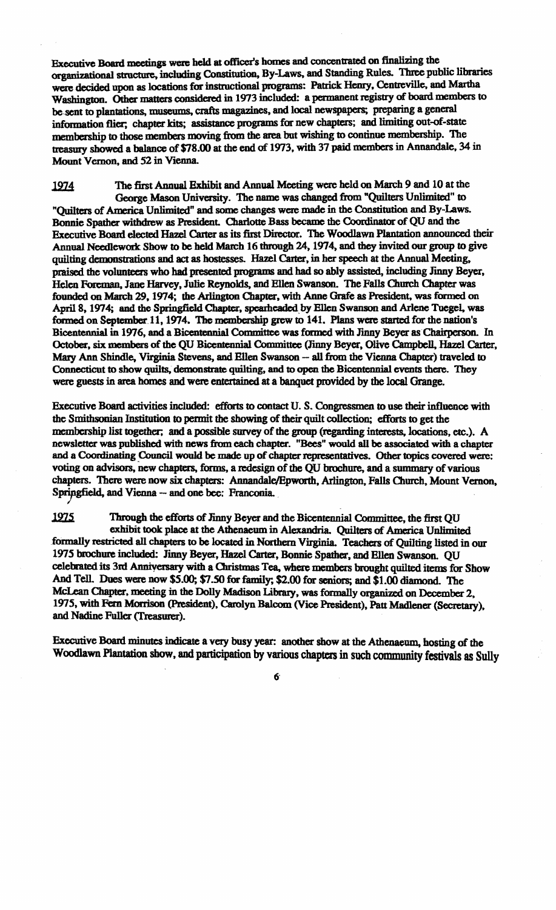Executive Board meetings were held at officer's homes and concentrated on finalizing the organizational structure, including Constitution, By-Laws, and Standing Rules. Three public libraries were decided upon as locations for instructional programs: Patrick Henry, Centreville, and Martha Washington. Other matters considered in 1973 included: a permanent registry of board members to be sent to plantations, museums, crafts magazines, and local newspapers; preparing a general information flier; chapter kits; assistance programs for new chapters; and limiting out-of-state membership to those members moving from the area but wishing to continue membership. The treasury showed a balance of $78.00 at the end of 1973, with 37 paid members in Annandale, 34 in Mount Vernon, and 52 in Vienna.

<u>1974</u> The first Annual Exhibit and Annual Meeting were held on March 9 and 10 at the George Mason University. The name was changed from "Quilters Unlimited" to "Quilters of America Unlimited" and some changes were made in the Constitution and By-Laws. Bonnie Spather withdrew as President. Charlotte Bass became the Coordinator of QU and the Executive Board elected Hazel Carter as its first Director. The Woodlawn Plantation announced their Annual Needlework Show to be held March 16 through 24, 1974, and they invited our group to give quilting demonstrations and act as hostesses. Hazel Carter, in her speech at the Annual Meeting, praised the volunteers who had presented programs and had so ably assisted, including Jinny Beyer, Helen Foreman, Jane Harvey, Julie Reynolds, and Ellen Swanson. The Falls Church Chapter was founded on March 29, 1974; the Arlington Chapter, with Anne Grafe as President, was formed on April 8, 1974; and the Springfield Chapter, spearheaded by Ellen Swanson and Arlene Tuegel, was formed on September 11, 1974. The membership grew to 141. Plans were started for the nation's Bicentennial in 1976, and a Bicentennial Committee was formed with Jinny Beyer as Chairperson. In October, six members of the QU Bicentennial Committee (Jinny Beyer, Olive Campbell, Hazel Carter, Mary Ann Shindle, Virginia Stevens, and Ellen Swanson -- all from the Vienna Chapter) traveled to Connecticut to show quilts, demonstrate quilting, and to open the Bicentennial events there. They were guests in area homes and were entertained at a banquet provided by the local Grange.

Executive Board activities included: efforts to contact U. S. Congressmen to use their influence with the Smithsonian Institution to permit the showing of their quilt collection; efforts to get the membership list together; and a possible survey of the group (regarding interests, locations, etc.). A newsletter was published with news from each chapter. "Bees" would all be associated with a chapter and a Coordinating Council would be made up of chapter representatives. Other topics covered were: voting on advisors, new chapters, forms, a redesign of the QU brochure, and a summary of various chapters. There were now six chapters: Annandale/Epworth, Arlington, Falls Church, Mount Vernon, Springfield, and Vienna -- and one bee: Franconia.

<u>1975</u> Through the efforts of Jinny Beyer and the Bicentennial Committee, the first QU exhibit took place at the Athenaeum in Alexandria. Quilters of America Unlimited formally restricted all chapters to be located in Northern Virginia. Teachers of Quilting listed in our 1975 brochure included: Jinny Beyer, Hazel Carter, Bonnie Spather, and Ellen Swanson. QU celebrated its 3rd Anniversary with a Christmas Tea, where members brought quilted items for Show And Tell. Dues were now $5.00; $7.50 for family; $2.00 for seniors; and $1.00 diamond. The McLean Chapter, meeting in the Dolly Madison Library, was formally organized on December 2, 1975, with Fern Morrison (President), Carolyn Balcom (Vice President), Patt Madlener (Secretary), and Nadine Fuller (Treasurer).

Executive Board minutes indicate a very busy year: another show at the Athenaeum, hosting of the Woodlawn Plantation show, and participation by various chapters in such community festivals as Sully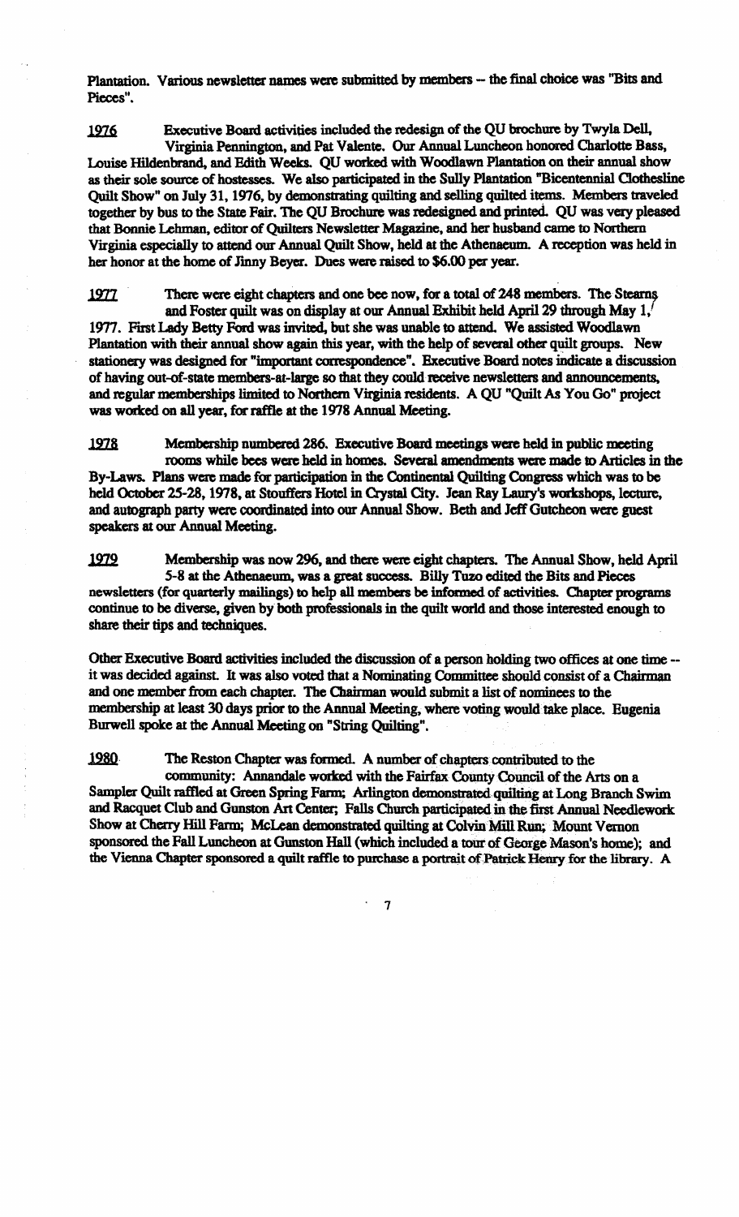Plantation. Various newsletter names were submitted by members -- the final choice was "Bits and Pieces".

**1976** Executive Board activities included the redesign of the QU brochure by Twyla Dell, Virginia Pennington, and Pat Valente. Our Annual Luncheon honored Charlotte Bass, Louise Hildenbrand, and Edith Weeks. QU worked with Woodlawn Plantation on their annual show as their sole source of hostesses. We also participated in the Sully Plantation "Bicentennial Clothesline Quilt Show" on July 31, 1976, by demonstrating quilting and selling quilted items. Members traveled together by bus to the State Fair. The QU Brochure was redesigned and printed. QU was very pleased that Bonnie Lehman, editor of Quilters Newsletter Magazine, and her husband came to Northern Virginia especially to attend our Annual Quilt Show, held at the Athenaeum. A reception was held in her honor at the home of Jinny Beyer. Dues were raised to $6.00 per year.

**1977** There were eight chapters and one bee now, for a total of 248 members. The Stearns and Foster quilt was on display at our Annual Exhibit held April 29 through May 1, 1977. First Lady Betty Ford was invited, but she was unable to attend. We assisted Woodlawn Plantation with their annual show again this year, with the help of several other quilt groups. New stationery was designed for "important correspondence". Executive Board notes indicate a discussion of having out-of-state members-at-large so that they could receive newsletters and announcements, and regular memberships limited to Northern Virginia residents. A QU "Quilt As You Go" project was worked on all year, for raffle at the 1978 Annual Meeting.

**1978** Membership numbered 286. Executive Board meetings were held in public meeting rooms while bees were held in homes. Several amendments were made to Articles in the By-Laws. Plans were made for participation in the Continental Quilting Congress which was to be held October 25-28, 1978, at Stouffers Hotel in Crystal City. Jean Ray Laury's workshops, lecture, and autograph party were coordinated into our Annual Show. Beth and Jeff Gutcheon were guest speakers at our Annual Meeting.

**1979** Membership was now 296, and there were eight chapters. The Annual Show, held April 5-8 at the Athenaeum, was a great success. Billy Tuzo edited the Bits and Pieces newsletters (for quarterly mailings) to help all members be informed of activities. Chapter programs continue to be diverse, given by both professionals in the quilt world and those interested enough to share their tips and techniques.

Other Executive Board activities included the discussion of a person holding two offices at one time -- it was decided against. It was also voted that a Nominating Committee should consist of a Chairman and one member from each chapter. The Chairman would submit a list of nominees to the membership at least 30 days prior to the Annual Meeting, where voting would take place. Eugenia Burwell spoke at the Annual Meeting on "String Quilting".

**1980** The Reston Chapter was formed. A number of chapters contributed to the community: Annandale worked with the Fairfax County Council of the Arts on a Sampler Quilt raffled at Green Spring Farm; Arlington demonstrated quilting at Long Branch Swim and Racquet Club and Gunston Art Center; Falls Church participated in the first Annual Needlework Show at Cherry Hill Farm; McLean demonstrated quilting at Colvin Mill Run; Mount Vernon sponsored the Fall Luncheon at Gunston Hall (which included a tour of George Mason's home); and the Vienna Chapter sponsored a quilt raffle to purchase a portrait of Patrick Henry for the library. A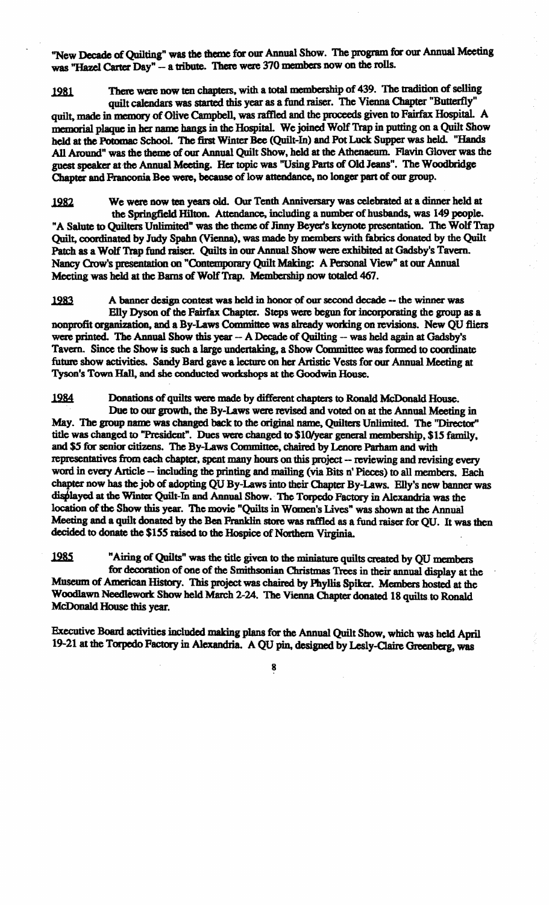"New Decade of Quilting" was the theme for our Annual Show. The program for our Annual Meeting was "Hazel Carter Day" -- a tribute. There were 370 members now on the rolls.

1981 There were now ten chapters, with a total membership of 439. The tradition of selling quilt calendars was started this year as a fund raiser. The Vienna Chapter "Butterfly" quilt, made in memory of Olive Campbell, was raffled and the proceeds given to Fairfax Hospital. A memorial plaque in her name hangs in the Hospital. We joined Wolf Trap in putting on a Quilt Show held at the Potomac School. The first Winter Bee (Quilt-In) and Pot Luck Supper was held. "Hands All Around" was the theme of our Annual Quilt Show, held at the Athenaeum. Flavin Glover was the guest speaker at the Annual Meeting. Her topic was "Using Parts of Old Jeans". The Woodbridge Chapter and Franconia Bee were, because of low attendance, no longer part of our group.

1982 We were now ten years old. Our Tenth Anniversary was celebrated at a dinner held at the Springfield Hilton. Attendance, including a number of husbands, was 149 people. "A Salute to Quilters Unlimited" was the theme of Jinny Beyer's keynote presentation. The Wolf Trap Quilt, coordinated by Judy Spahn (Vienna), was made by members with fabrics donated by the Quilt Patch as a Wolf Trap fund raiser. Quilts in our Annual Show were exhibited at Gadsby's Tavern. Nancy Crow's presentation on "Contemporary Quilt Making: A Personal View" at our Annual Meeting was held at the Barns of Wolf Trap. Membership now totaled 467.

1983 A banner design contest was held in honor of our second decade -- the winner was Elly Dyson of the Fairfax Chapter. Steps were begun for incorporating the group as a nonprofit organization, and a By-Laws Committee was already working on revisions. New QU fliers were printed. The Annual Show this year -- A Decade of Quilting -- was held again at Gadsby's Tavern. Since the Show is such a large undertaking, a Show Committee was formed to coordinate future show activities. Sandy Bard gave a lecture on her Artistic Vests for our Annual Meeting at Tyson's Town Hall, and she conducted workshops at the Goodwin House.

1984 Donations of quilts were made by different chapters to Ronald McDonald House. Due to our growth, the By-Laws were revised and voted on at the Annual Meeting in May. The group name was changed back to the original name, Quilters Unlimited. The "Director" title was changed to "President". Dues were changed to $10/year general membership, $15 family, and $5 for senior citizens. The By-Laws Committee, chaired by Lenore Parham and with representatives from each chapter, spent many hours on this project -- reviewing and revising every word in every Article -- including the printing and mailing (via Bits n' Pieces) to all members. Each chapter now has the job of adopting QU By-Laws into their Chapter By-Laws. Elly's new banner was displayed at the Winter Quilt-In and Annual Show. The Torpedo Factory in Alexandria was the location of the Show this year. The movie "Quilts in Women's Lives" was shown at the Annual Meeting and a quilt donated by the Ben Franklin store was raffled as a fund raiser for QU. It was then decided to donate the $155 raised to the Hospice of Northern Virginia.

1985 "Airing of Quilts" was the title given to the miniature quilts created by QU members for decoration of one of the Smithsonian Christmas Trees in their annual display at the Museum of American History. This project was chaired by Phyllis Spiker. Members hosted at the Woodlawn Needlework Show held March 2-24. The Vienna Chapter donated 18 quilts to Ronald McDonald House this year.

Executive Board activities included making plans for the Annual Quilt Show, which was held April 19-21 at the Torpedo Factory in Alexandria. A QU pin, designed by Lesly-Claire Greenberg, was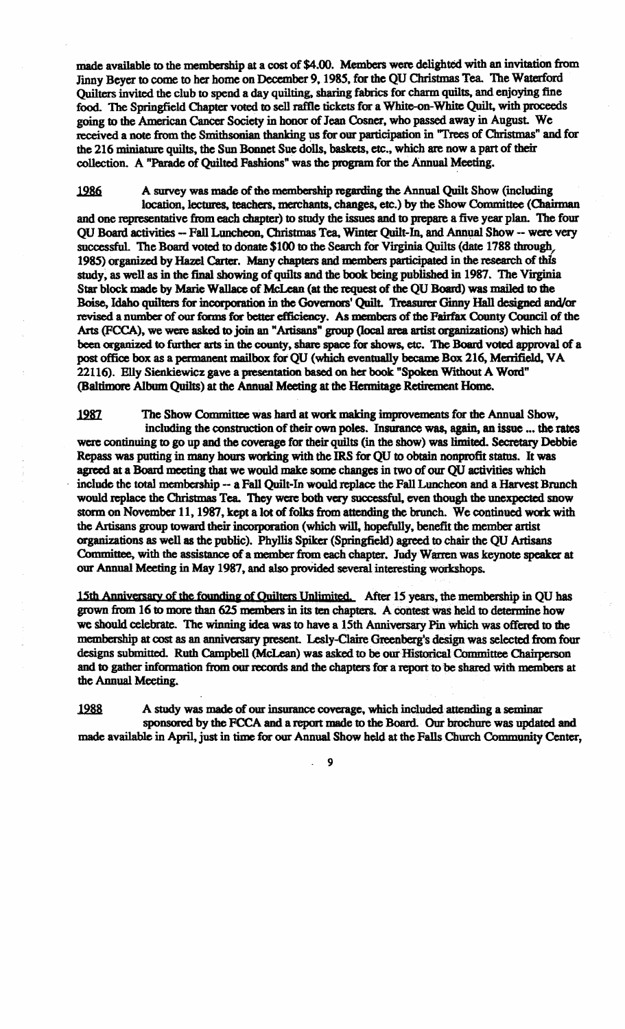made available to the membership at a cost of $4.00. Members were delighted with an invitation from Jinny Beyer to come to her home on December 9, 1985, for the QU Christmas Tea. The Waterford Quilters invited the club to spend a day quilting, sharing fabrics for charm quilts, and enjoying fine food. The Springfield Chapter voted to sell raffle tickets for a White-on-White Quilt, with proceeds going to the American Cancer Society in honor of Jean Cosner, who passed away in August. We received a note from the Smithsonian thanking us for our participation in "Trees of Christmas" and for the 216 miniature quilts, the Sun Bonnet Sue dolls, baskets, etc., which are now a part of their collection. A "Parade of Quilted Fashions" was the program for the Annual Meeting.

<u>1986</u> A survey was made of the membership regarding the Annual Quilt Show (including location, lectures, teachers, merchants, changes, etc.) by the Show Committee (Chairman and one representative from each chapter) to study the issues and to prepare a five year plan. The four QU Board activities -- Fall Luncheon, Christmas Tea, Winter Quilt-In, and Annual Show -- were very successful. The Board voted to donate $100 to the Search for Virginia Quilts (date 1788 through 1985) organized by Hazel Carter. Many chapters and members participated in the research of this study, as well as in the final showing of quilts and the book being published in 1987. The Virginia Star block made by Marie Wallace of McLean (at the request of the QU Board) was mailed to the Boise, Idaho quilters for incorporation in the Governors' Quilt. Treasurer Ginny Hall designed and/or revised a number of our forms for better efficiency. As members of the Fairfax County Council of the Arts (FCCA), we were asked to join an "Artisans" group (local area artist organizations) which had been organized to further arts in the county, share space for shows, etc. The Board voted approval of a post office box as a permanent mailbox for QU (which eventually became Box 216, Merrifield, VA 22116). Elly Sienkiewicz gave a presentation based on her book "Spoken Without A Word" (Baltimore Album Quilts) at the Annual Meeting at the Hermitage Retirement Home.

<u>1987</u> The Show Committee was hard at work making improvements for the Annual Show, including the construction of their own poles. Insurance was, again, an issue ... the rates were continuing to go up and the coverage for their quilts (in the show) was limited. Secretary Debbie Repass was putting in many hours working with the IRS for QU to obtain nonprofit status. It was agreed at a Board meeting that we would make some changes in two of our QU activities which include the total membership -- a Fall Quilt-In would replace the Fall Luncheon and a Harvest Brunch would replace the Christmas Tea. They were both very successful, even though the unexpected snow storm on November 11, 1987, kept a lot of folks from attending the brunch. We continued work with the Artisans group toward their incorporation (which will, hopefully, benefit the member artist organizations as well as the public). Phyllis Spiker (Springfield) agreed to chair the QU Artisans Committee, with the assistance of a member from each chapter. Judy Warren was keynote speaker at our Annual Meeting in May 1987, and also provided several interesting workshops.

<u>15th Anniversary of the founding of Quilters Unlimited.</u> After 15 years, the membership in QU has grown from 16 to more than 625 members in its ten chapters. A contest was held to determine how we should celebrate. The winning idea was to have a 15th Anniversary Pin which was offered to the membership at cost as an anniversary present. Lesly-Claire Greenberg's design was selected from four designs submitted. Ruth Campbell (McLean) was asked to be our Historical Committee Chairperson and to gather information from our records and the chapters for a report to be shared with members at the Annual Meeting.

<u>1988</u> A study was made of our insurance coverage, which included attending a seminar sponsored by the FCCA and a report made to the Board. Our brochure was updated and made available in April, just in time for our Annual Show held at the Falls Church Community Center,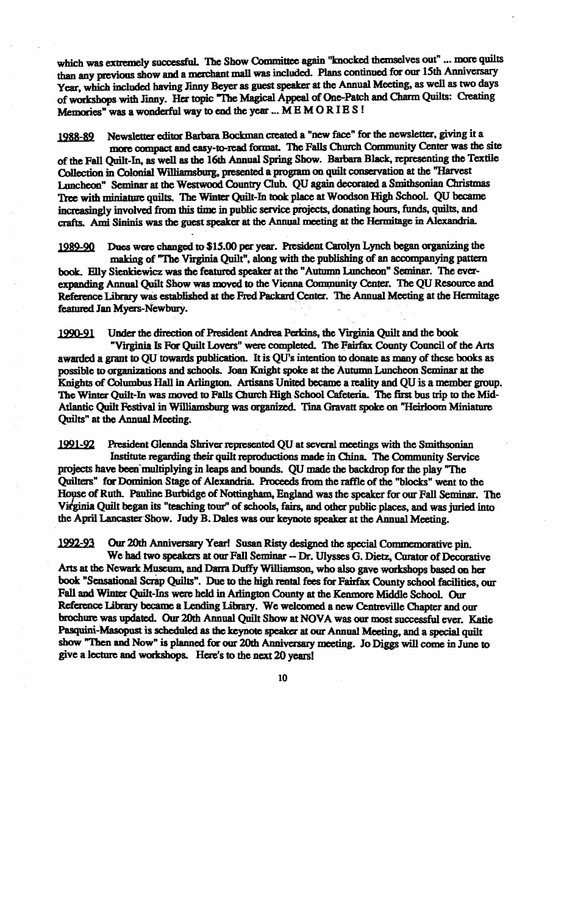which was extremely successful. The Show Committee again "knocked themselves out" ... more quilts than any previous show and a merchant mall was included. Plans continued for our 15th Anniversary Year, which included having Jinny Beyer as guest speaker at the Annual Meeting, as well as two days of workshops with Jinny. Her topic "The Magical Appeal of One-Patch and Charm Quilts: Creating Memories" was a wonderful way to end the year ... M E M O R I E S !

__1988-89__ Newsletter editor Barbara Bockman created a "new face" for the newsletter, giving it a more compact and easy-to-read format. The Falls Church Community Center was the site of the Fall Quilt-In, as well as the 16th Annual Spring Show. Barbara Black, representing the Textile Collection in Colonial Williamsburg, presented a program on quilt conservation at the "Harvest Luncheon" Seminar at the Westwood Country Club. QU again decorated a Smithsonian Christmas Tree with miniature quilts. The Winter Quilt-In took place at Woodson High School. QU became increasingly involved from this time in public service projects, donating hours, funds, quilts, and crafts. Ami Sininis was the guest speaker at the Annual meeting at the Hermitage in Alexandria.

__1989-90__ Dues were changed to $15.00 per year. President Carolyn Lynch began organizing the making of "The Virginia Quilt", along with the publishing of an accompanying pattern book. Elly Sienkiewicz was the featured speaker at the "Autumn Luncheon" Seminar. The ever-expanding Annual Quilt Show was moved to the Vienna Community Center. The QU Resource and Reference Library was established at the Fred Packard Center. The Annual Meeting at the Hermitage featured Jan Myers-Newbury.

__1990-91__ Under the direction of President Andrea Perkins, the Virginia Quilt and the book "Virginia Is For Quilt Lovers" were completed. The Fairfax County Council of the Arts awarded a grant to QU towards publication. It is QU's intention to donate as many of these books as possible to organizations and schools. Joan Knight spoke at the Autumn Luncheon Seminar at the Knights of Columbus Hall in Arlington. Artisans United became a reality and QU is a member group. The Winter Quilt-In was moved to Falls Church High School Cafeteria. The first bus trip to the Mid-Atlantic Quilt Festival in Williamsburg was organized. Tina Gravatt spoke on "Heirloom Miniature Quilts" at the Annual Meeting.

__1991-92__ President Glennda Shriver represented QU at several meetings with the Smithsonian Institute regarding their quilt reproductions made in China. The Community Service projects have been multiplying in leaps and bounds. QU made the backdrop for the play "The Quilters" for Dominion Stage of Alexandria. Proceeds from the raffle of the "blocks" went to the House of Ruth. Pauline Burbidge of Nottingham, England was the speaker for our Fall Seminar. The Virginia Quilt began its "teaching tour" of schools, fairs, and other public places, and was juried into the April Lancaster Show. Judy B. Dales was our keynote speaker at the Annual Meeting.

__1992-93__ Our 20th Anniversary Year! Susan Risty designed the special Commemorative pin. We had two speakers at our Fall Seminar -- Dr. Ulysses G. Dietz, Curator of Decorative Arts at the Newark Museum, and Darra Duffy Williamson, who also gave workshops based on her book "Sensational Scrap Quilts". Due to the high rental fees for Fairfax County school facilities, our Fall and Winter Quilt-Ins were held in Arlington County at the Kenmore Middle School. Our Reference Library became a Lending Library. We welcomed a new Centreville Chapter and our brochure was updated. Our 20th Annual Quilt Show at NOVA was our most successful ever. Katie Pasquini-Masopust is scheduled as the keynote speaker at our Annual Meeting, and a special quilt show "Then and Now" is planned for our 20th Anniversary meeting. Jo Diggs will come in June to give a lecture and workshops. Here's to the next 20 years!